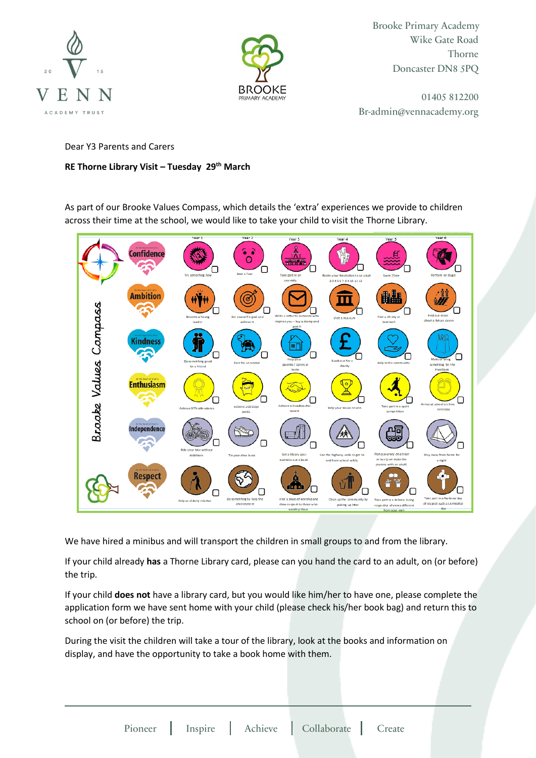Brooke Primary Academy
Wike Gate Road
Thorne
Doncaster DN8 5PQ

01405 812200
Br-admin@vennacademy.org

Dear Y3 Parents and Carers

**RE Thorne Library Visit – Tuesday 29th March**

As part of our Brooke Values Compass, which details the 'extra' experiences we provide to children across their time at the school, we would like to take your child to visit the Thorne Library.

We have hired a minibus and will transport the children in small groups to and from the library.

If your child already **has** a Thorne Library card, please can you hand the card to an adult, on (or before) the trip.

If your child **does not** have a library card, but you would like him/her to have one, please complete the application form we have sent home with your child (please check his/her book bag) and return this to school on (or before) the trip.

During the visit the children will take a tour of the library, look at the books and information on display, and have the opportunity to take a book home with them.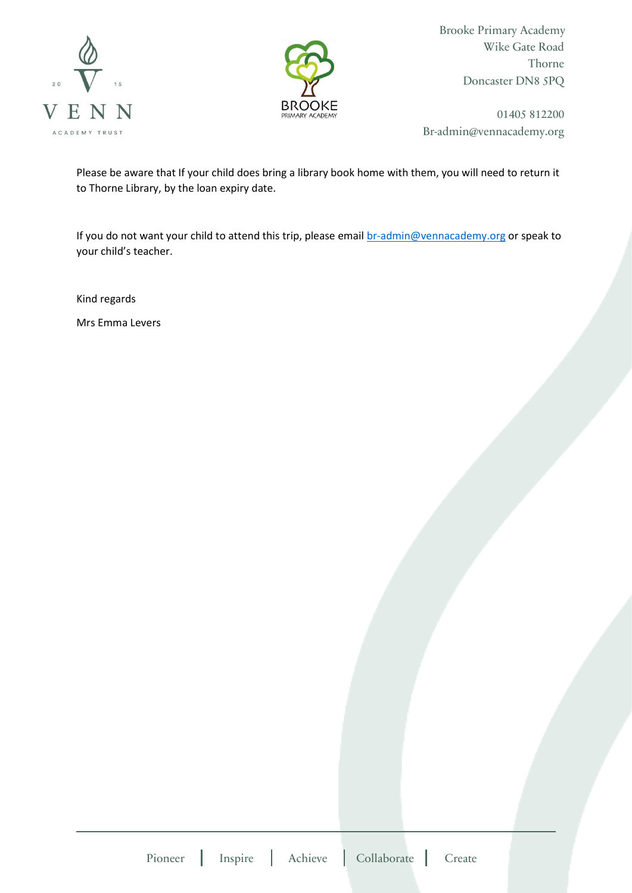Brooke Primary Academy
Wike Gate Road
Thorne
Doncaster DN8 5PQ

01405 812200
Br-admin@vennacademy.org

Please be aware that If your child does bring a library book home with them, you will need to return it to Thorne Library, by the loan expiry date.

If you do not want your child to attend this trip, please email br-admin@vennacademy.org or speak to your child's teacher.

Kind regards

Mrs Emma Levers

Pioneer | Inspire | Achieve | Collaborate | Create